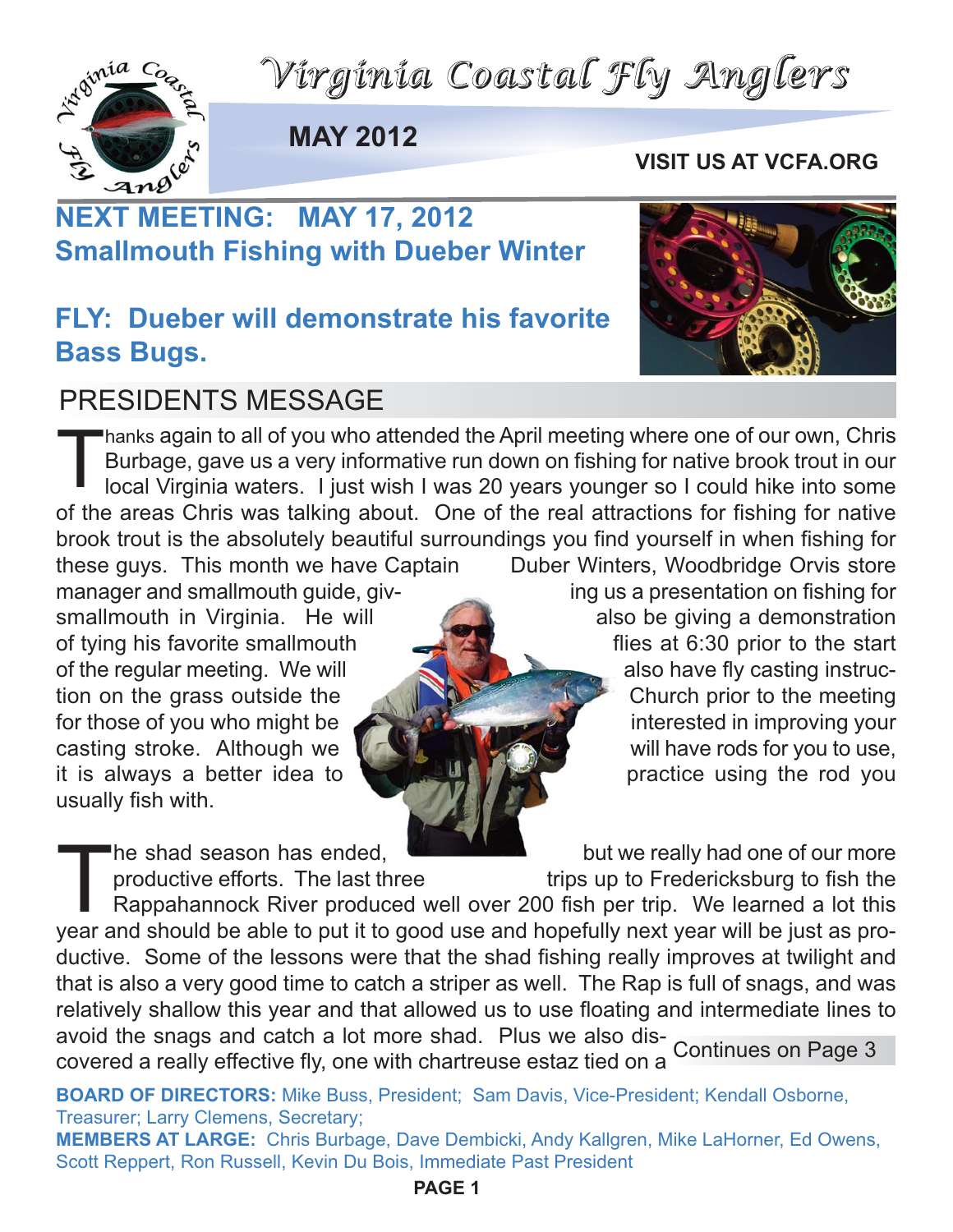# Virginia Coastal Fly Anglers

**MAY 2012**

**VISIT US AT VCFA.ORG**

## NEXT MEETING: MAY 17, 2012
## Smallmouth Fishing with Dueber Winter

## FLY: Dueber will demonstrate his favorite Bass Bugs.

## PRESIDENTS MESSAGE

Thanks again to all of you who attended the April meeting where one of our own, Chris Burbage, gave us a very informative run down on fishing for native brook trout in our local Virginia waters. I just wish I was 20 years younger so I could hike into some of the areas Chris was talking about. One of the real attractions for fishing for native brook trout is the absolutely beautiful surroundings you find yourself in when fishing for these guys. This month we have Captain Duber Winters, Woodbridge Orvis store manager and smallmouth guide, giving us a presentation on fishing for smallmouth in Virginia. He will also be giving a demonstration of tying his favorite smallmouth flies at 6:30 prior to the start of the regular meeting. We will also have fly casting instruction on the grass outside the Church prior to the meeting for those of you who might be interested in improving your casting stroke. Although we will have rods for you to use, it is always a better idea to practice using the rod you usually fish with.

The shad season has ended, but we really had one of our more productive efforts. The last three trips up to Fredericksburg to fish the Rappahannock River produced well over 200 fish per trip. We learned a lot this year and should be able to put it to good use and hopefully next year will be just as productive. Some of the lessons were that the shad fishing really improves at twilight and that is also a very good time to catch a striper as well. The Rap is full of snags, and was relatively shallow this year and that allowed us to use floating and intermediate lines to avoid the snags and catch a lot more shad. Plus we also discovered a really effective fly, one with chartreuse estaz tied on a

Continues on Page 3

**BOARD OF DIRECTORS:** Mike Buss, President; Sam Davis, Vice-President; Kendall Osborne, Treasurer; Larry Clemens, Secretary;

**MEMBERS AT LARGE:** Chris Burbage, Dave Dembicki, Andy Kallgren, Mike LaHorner, Ed Owens, Scott Reppert, Ron Russell, Kevin Du Bois, Immediate Past President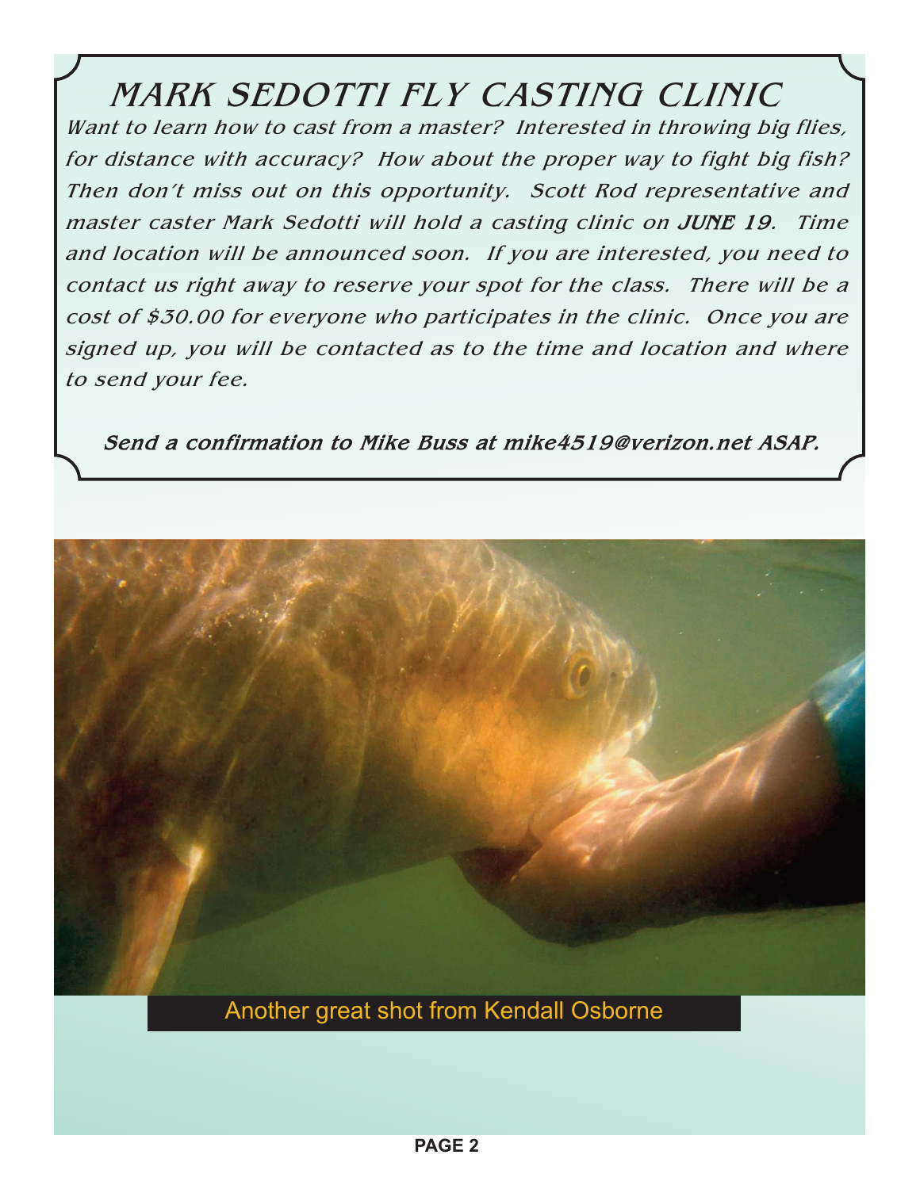# MARK SEDOTTI FLY CASTING CLINIC

*Want to learn how to cast from a master? Interested in throwing big flies, for distance with accuracy? How about the proper way to fight big fish? Then don't miss out on this opportunity. Scott Rod representative and master caster Mark Sedotti will hold a casting clinic on **JUNE 19**. Time and location will be announced soon. If you are interested, you need to contact us right away to reserve your spot for the class. There will be a cost of $30.00 for everyone who participates in the clinic. Once you are signed up, you will be contacted as to the time and location and where to send your fee.*

***Send a confirmation to Mike Buss at mike4519@verizon.net ASAP.***

Another great shot from Kendall Osborne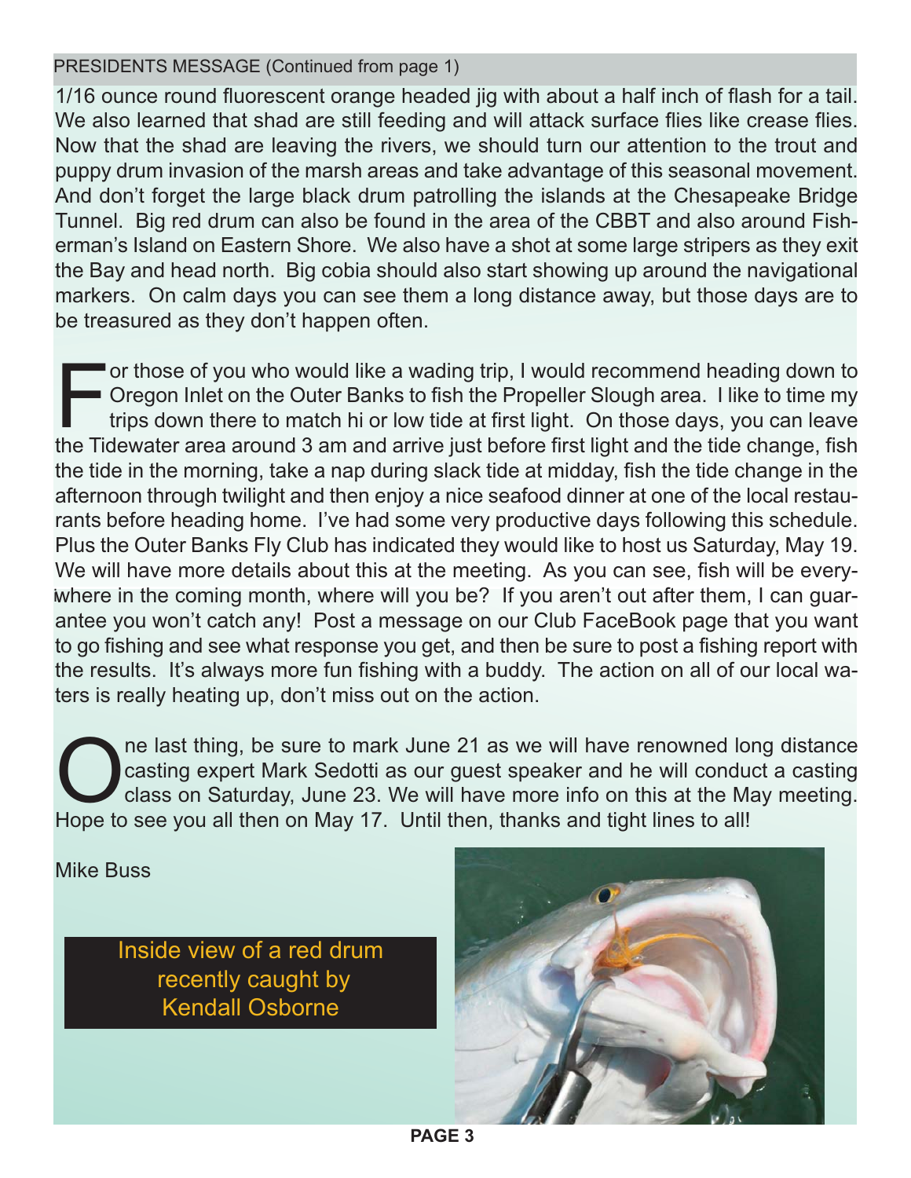PRESIDENTS MESSAGE (Continued from page 1)

1/16 ounce round fluorescent orange headed jig with about a half inch of flash for a tail. We also learned that shad are still feeding and will attack surface flies like crease flies. Now that the shad are leaving the rivers, we should turn our attention to the trout and puppy drum invasion of the marsh areas and take advantage of this seasonal movement. And don't forget the large black drum patrolling the islands at the Chesapeake Bridge Tunnel. Big red drum can also be found in the area of the CBBT and also around Fisherman's Island on Eastern Shore. We also have a shot at some large stripers as they exit the Bay and head north. Big cobia should also start showing up around the navigational markers. On calm days you can see them a long distance away, but those days are to be treasured as they don't happen often.

For those of you who would like a wading trip, I would recommend heading down to Oregon Inlet on the Outer Banks to fish the Propeller Slough area. I like to time my trips down there to match hi or low tide at first light. On those days, you can leave the Tidewater area around 3 am and arrive just before first light and the tide change, fish the tide in the morning, take a nap during slack tide at midday, fish the tide change in the afternoon through twilight and then enjoy a nice seafood dinner at one of the local restaurants before heading home. I've had some very productive days following this schedule. Plus the Outer Banks Fly Club has indicated they would like to host us Saturday, May 19. We will have more details about this at the meeting. As you can see, fish will be everywhere in the coming month, where will you be? If you aren't out after them, I can guarantee you won't catch any! Post a message on our Club FaceBook page that you want to go fishing and see what response you get, and then be sure to post a fishing report with the results. It's always more fun fishing with a buddy. The action on all of our local waters is really heating up, don't miss out on the action.

One last thing, be sure to mark June 21 as we will have renowned long distance casting expert Mark Sedotti as our guest speaker and he will conduct a casting class on Saturday, June 23. We will have more info on this at the May meeting. Hope to see you all then on May 17. Until then, thanks and tight lines to all!

Mike Buss

Inside view of a red drum recently caught by Kendall Osborne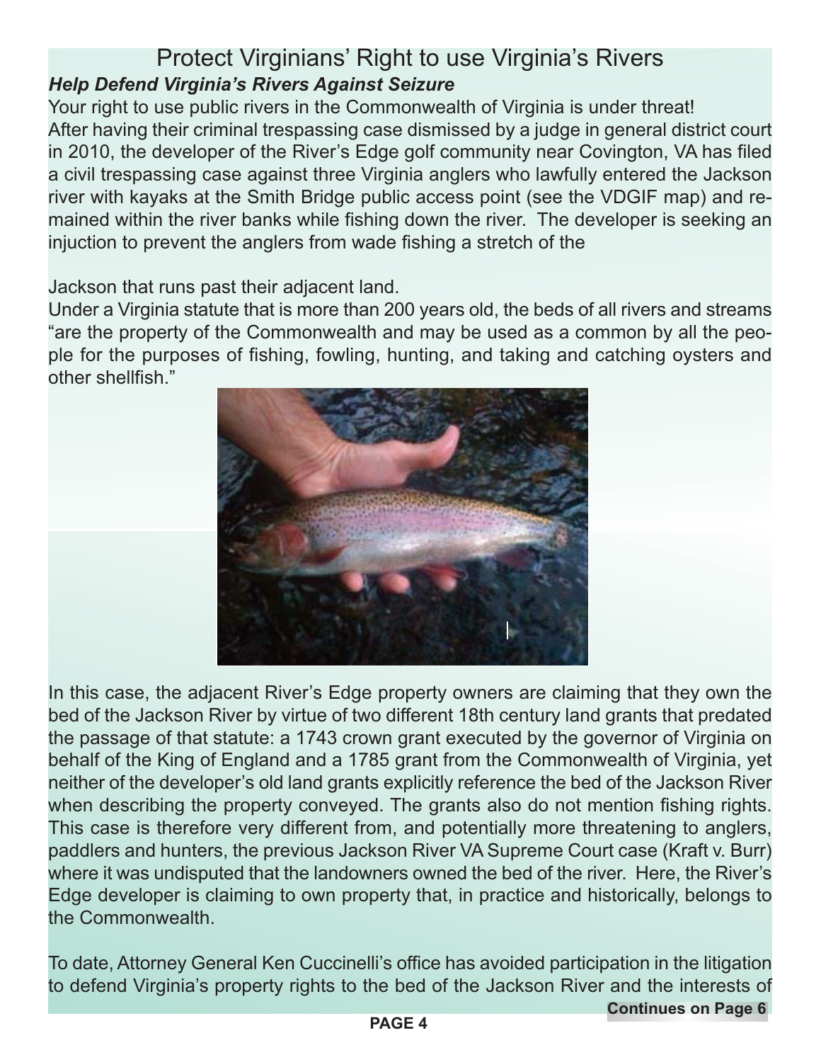# Protect Virginians' Right to use Virginia's Rivers

***Help Defend Virginia's Rivers Against Seizure***

Your right to use public rivers in the Commonwealth of Virginia is under threat! After having their criminal trespassing case dismissed by a judge in general district court in 2010, the developer of the River's Edge golf community near Covington, VA has filed a civil trespassing case against three Virginia anglers who lawfully entered the Jackson river with kayaks at the Smith Bridge public access point (see the VDGIF map) and remained within the river banks while fishing down the river. The developer is seeking an injuction to prevent the anglers from wade fishing a stretch of the Jackson that runs past their adjacent land.

Under a Virginia statute that is more than 200 years old, the beds of all rivers and streams "are the property of the Commonwealth and may be used as a common by all the people for the purposes of fishing, fowling, hunting, and taking and catching oysters and other shellfish."

In this case, the adjacent River's Edge property owners are claiming that they own the bed of the Jackson River by virtue of two different 18th century land grants that predated the passage of that statute: a 1743 crown grant executed by the governor of Virginia on behalf of the King of England and a 1785 grant from the Commonwealth of Virginia, yet neither of the developer's old land grants explicitly reference the bed of the Jackson River when describing the property conveyed. The grants also do not mention fishing rights. This case is therefore very different from, and potentially more threatening to anglers, paddlers and hunters, the previous Jackson River VA Supreme Court case (Kraft v. Burr) where it was undisputed that the landowners owned the bed of the river. Here, the River's Edge developer is claiming to own property that, in practice and historically, belongs to the Commonwealth.

To date, Attorney General Ken Cuccinelli's office has avoided participation in the litigation to defend Virginia's property rights to the bed of the Jackson River and the interests of

**Continues on Page 6**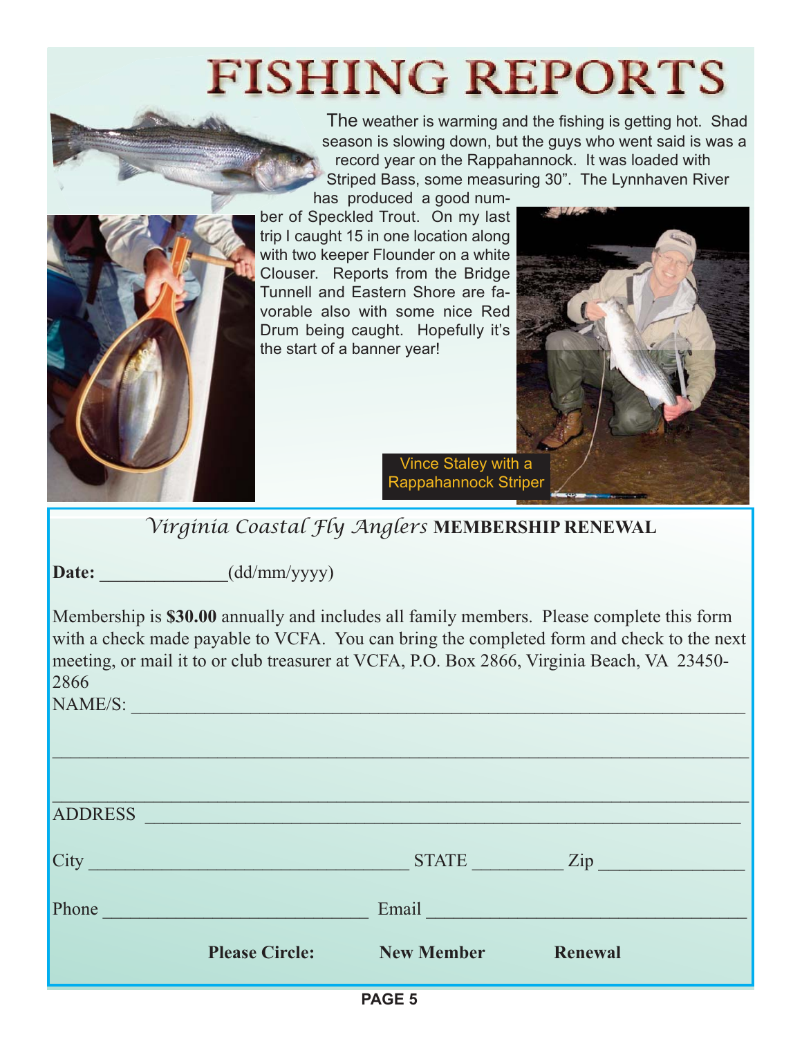# FISHING REPORTS

The weather is warming and the fishing is getting hot. Shad season is slowing down, but the guys who went said is was a record year on the Rappahannock. It was loaded with Striped Bass, some measuring 30". The Lynnhaven River has produced a good number of Speckled Trout. On my last trip I caught 15 in one location along with two keeper Flounder on a white Clouser. Reports from the Bridge Tunnell and Eastern Shore are favorable also with some nice Red Drum being caught. Hopefully it's the start of a banner year!

Vince Staley with a Rappahannock Striper

## *Virginia Coastal Fly Anglers* MEMBERSHIP RENEWAL

**Date:** _____________(dd/mm/yyyy)

Membership is **$30.00** annually and includes all family members. Please complete this form with a check made payable to VCFA. You can bring the completed form and check to the next meeting, or mail it to or club treasurer at VCFA, P.O. Box 2866, Virginia Beach, VA 23450-2866

NAME/S: ____________________________________________________________

____________________________________________________________

____________________________________________________________

ADDRESS ____________________________________________________________

City ________________________________ STATE _________ Zip _______________

Phone ____________________________ Email __________________________________

**Please Circle:** **New Member** **Renewal**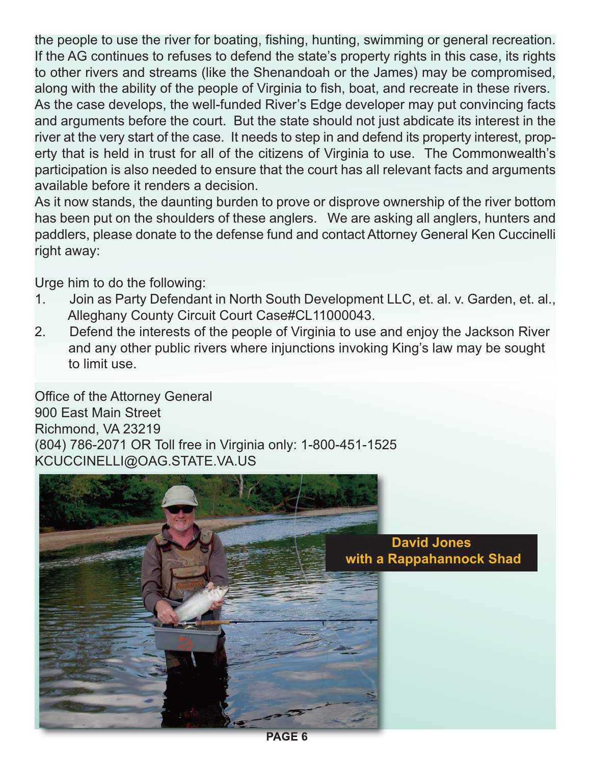the people to use the river for boating, fishing, hunting, swimming or general recreation. If the AG continues to refuses to defend the state's property rights in this case, its rights to other rivers and streams (like the Shenandoah or the James) may be compromised, along with the ability of the people of Virginia to fish, boat, and recreate in these rivers.

As the case develops, the well-funded River's Edge developer may put convincing facts and arguments before the court. But the state should not just abdicate its interest in the river at the very start of the case. It needs to step in and defend its property interest, property that is held in trust for all of the citizens of Virginia to use. The Commonwealth's participation is also needed to ensure that the court has all relevant facts and arguments available before it renders a decision.

As it now stands, the daunting burden to prove or disprove ownership of the river bottom has been put on the shoulders of these anglers. We are asking all anglers, hunters and paddlers, please donate to the defense fund and contact Attorney General Ken Cuccinelli right away:

Urge him to do the following:

1. Join as Party Defendant in North South Development LLC, et. al. v. Garden, et. al., Alleghany County Circuit Court Case#CL11000043.
2. Defend the interests of the people of Virginia to use and enjoy the Jackson River and any other public rivers where injunctions invoking King's law may be sought to limit use.

Office of the Attorney General
900 East Main Street
Richmond, VA 23219
(804) 786-2071 OR Toll free in Virginia only: 1-800-451-1525
KCUCCINELLI@OAG.STATE.VA.US

**David Jones with a Rappahannock Shad**